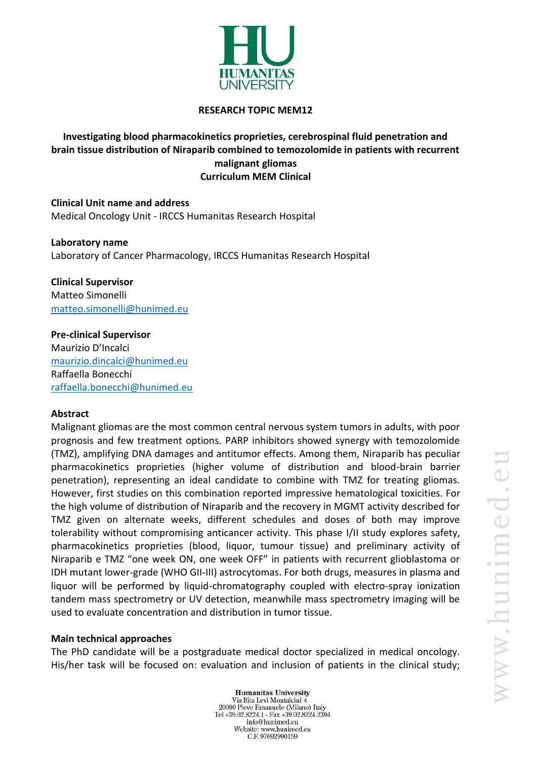**RESEARCH TOPIC MEM12**

# Investigating blood pharmacokinetics proprieties, cerebrospinal fluid penetration and brain tissue distribution of Niraparib combined to temozolomide in patients with recurrent malignant gliomas

**Curriculum MEM Clinical**

**Clinical Unit name and address**
Medical Oncology Unit - IRCCS Humanitas Research Hospital

**Laboratory name**
Laboratory of Cancer Pharmacology, IRCCS Humanitas Research Hospital

**Clinical Supervisor**
Matteo Simonelli
matteo.simonelli@hunimed.eu

**Pre-clinical Supervisor**
Maurizio D'Incalci
maurizio.dincalci@hunimed.eu
Raffaella Bonecchi
raffaella.bonecchi@hunimed.eu

**Abstract**

Malignant gliomas are the most common central nervous system tumors in adults, with poor prognosis and few treatment options. PARP inhibitors showed synergy with temozolomide (TMZ), amplifying DNA damages and antitumor effects. Among them, Niraparib has peculiar pharmacokinetics proprieties (higher volume of distribution and blood-brain barrier penetration), representing an ideal candidate to combine with TMZ for treating gliomas. However, first studies on this combination reported impressive hematological toxicities. For the high volume of distribution of Niraparib and the recovery in MGMT activity described for TMZ given on alternate weeks, different schedules and doses of both may improve tolerability without compromising anticancer activity. This phase I/II study explores safety, pharmacokinetics proprieties (blood, liquor, tumour tissue) and preliminary activity of Niraparib e TMZ "one week ON, one week OFF" in patients with recurrent glioblastoma or IDH mutant lower-grade (WHO GII-III) astrocytomas. For both drugs, measures in plasma and liquor will be performed by liquid-chromatography coupled with electro-spray ionization tandem mass spectrometry or UV detection, meanwhile mass spectrometry imaging will be used to evaluate concentration and distribution in tumor tissue.

**Main technical approaches**

The PhD candidate will be a postgraduate medical doctor specialized in medical oncology. His/her task will be focused on: evaluation and inclusion of patients in the clinical study;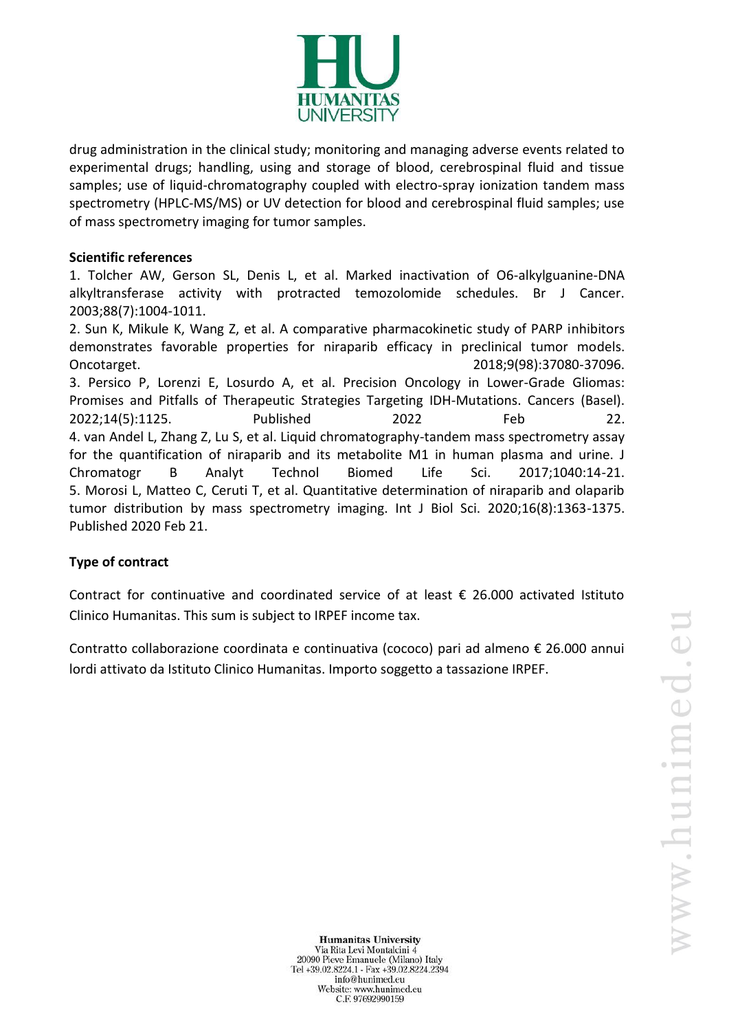drug administration in the clinical study; monitoring and managing adverse events related to experimental drugs; handling, using and storage of blood, cerebrospinal fluid and tissue samples; use of liquid-chromatography coupled with electro-spray ionization tandem mass spectrometry (HPLC-MS/MS) or UV detection for blood and cerebrospinal fluid samples; use of mass spectrometry imaging for tumor samples.

**Scientific references**

1. Tolcher AW, Gerson SL, Denis L, et al. Marked inactivation of O6-alkylguanine-DNA alkyltransferase activity with protracted temozolomide schedules. Br J Cancer. 2003;88(7):1004-1011.
2. Sun K, Mikule K, Wang Z, et al. A comparative pharmacokinetic study of PARP inhibitors demonstrates favorable properties for niraparib efficacy in preclinical tumor models. Oncotarget. 2018;9(98):37080-37096.
3. Persico P, Lorenzi E, Losurdo A, et al. Precision Oncology in Lower-Grade Gliomas: Promises and Pitfalls of Therapeutic Strategies Targeting IDH-Mutations. Cancers (Basel). 2022;14(5):1125. Published 2022 Feb 22.
4. van Andel L, Zhang Z, Lu S, et al. Liquid chromatography-tandem mass spectrometry assay for the quantification of niraparib and its metabolite M1 in human plasma and urine. J Chromatogr B Analyt Technol Biomed Life Sci. 2017;1040:14-21.
5. Morosi L, Matteo C, Ceruti T, et al. Quantitative determination of niraparib and olaparib tumor distribution by mass spectrometry imaging. Int J Biol Sci. 2020;16(8):1363-1375. Published 2020 Feb 21.

**Type of contract**

Contract for continuative and coordinated service of at least € 26.000 activated Istituto Clinico Humanitas. This sum is subject to IRPEF income tax.

Contratto collaborazione coordinata e continuativa (cococo) pari ad almeno € 26.000 annui lordi attivato da Istituto Clinico Humanitas. Importo soggetto a tassazione IRPEF.